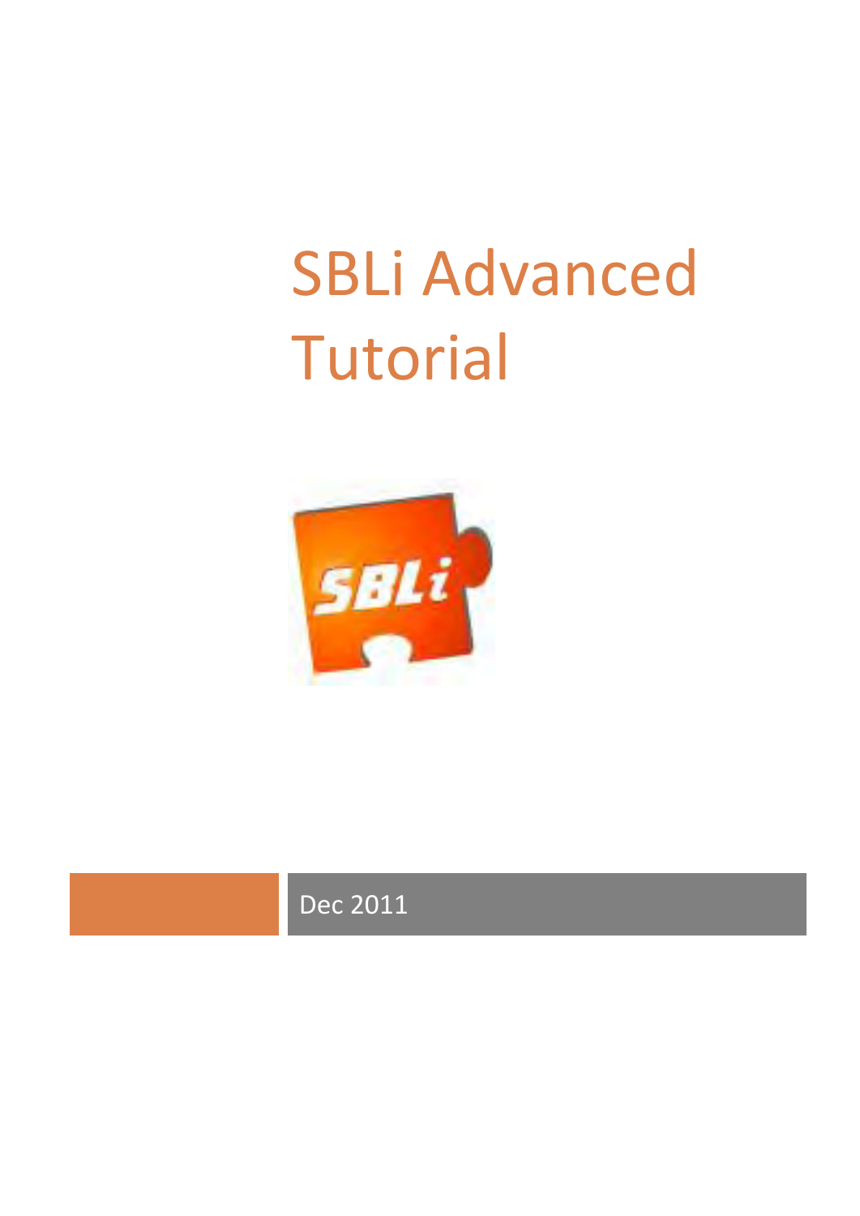# SBLi Advanced Tutorial

Dec 2011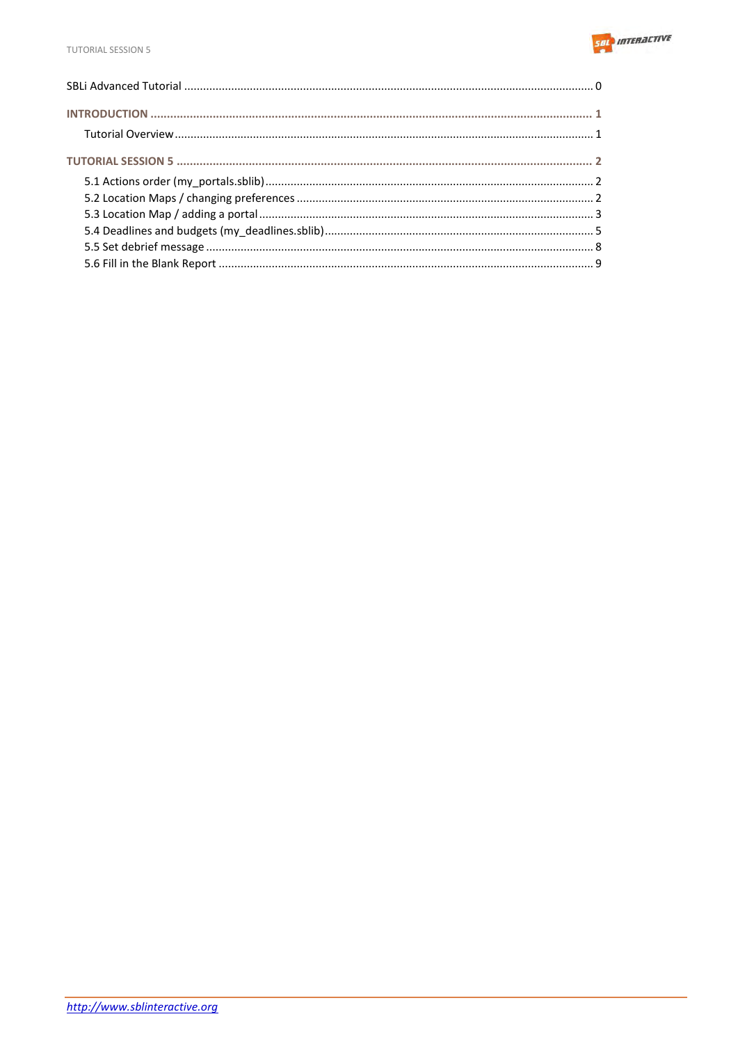SBLi Advanced Tutorial .................................................................................................................................. 0

**INTRODUCTION** ...................................................................................................................................... **1**

Tutorial Overview ...................................................................................................................................... 1

**TUTORIAL SESSION 5** ............................................................................................................................... **2**

5.1 Actions order (my_portals.sblib) ........................................................................................................ 2

5.2 Location Maps / changing preferences .............................................................................................. 2

5.3 Location Map / adding a portal .......................................................................................................... 3

5.4 Deadlines and budgets (my_deadlines.sblib) ..................................................................................... 5

5.5 Set debrief message ........................................................................................................................... 8

5.6 Fill in the Blank Report ....................................................................................................................... 9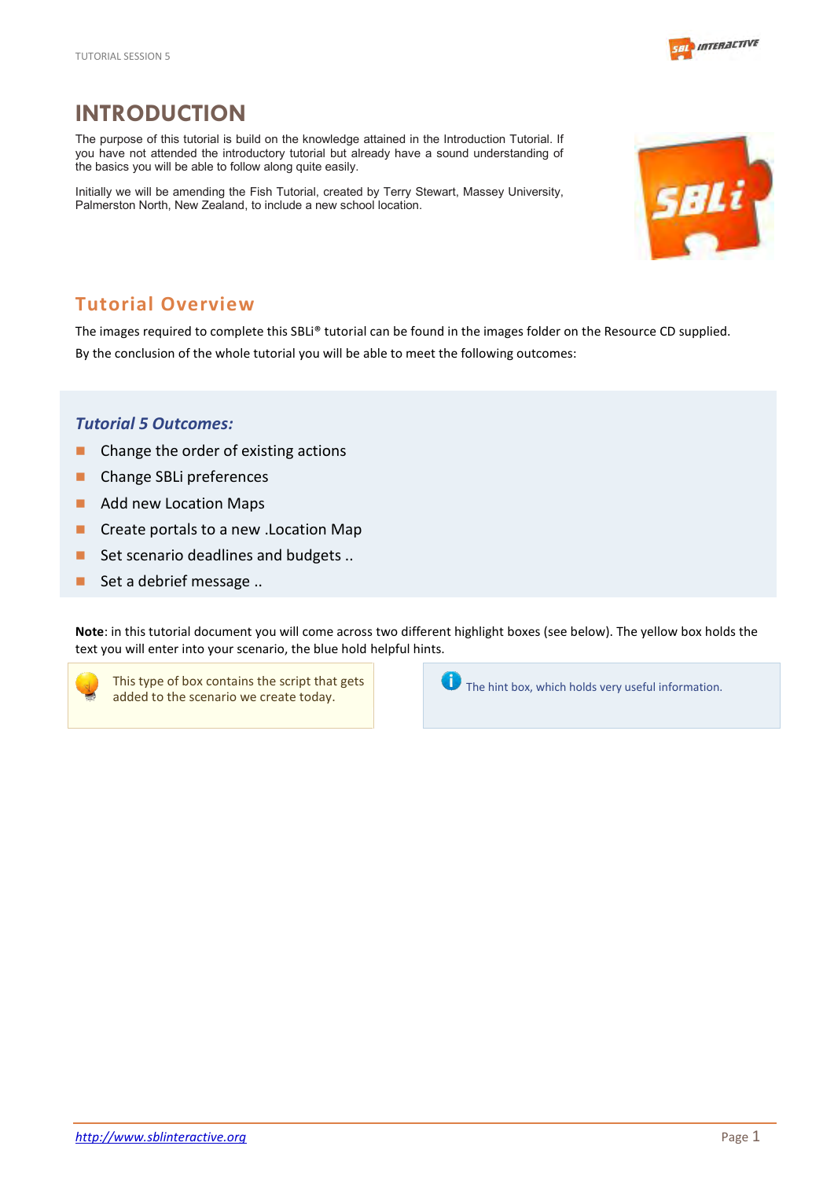# INTRODUCTION

The purpose of this tutorial is build on the knowledge attained in the Introduction Tutorial. If you have not attended the introductory tutorial but already have a sound understanding of the basics you will be able to follow along quite easily.

Initially we will be amending the Fish Tutorial, created by Terry Stewart, Massey University, Palmerston North, New Zealand, to include a new school location.

## Tutorial Overview

The images required to complete this SBLi® tutorial can be found in the images folder on the Resource CD supplied.

By the conclusion of the whole tutorial you will be able to meet the following outcomes:

### *Tutorial 5 Outcomes:*

- Change the order of existing actions
- Change SBLi preferences
- Add new Location Maps
- Create portals to a new .Location Map
- Set scenario deadlines and budgets ..
- Set a debrief message ..

**Note**: in this tutorial document you will come across two different highlight boxes (see below). The yellow box holds the text you will enter into your scenario, the blue hold helpful hints.

> This type of box contains the script that gets added to the scenario we create today.

> The hint box, which holds very useful information.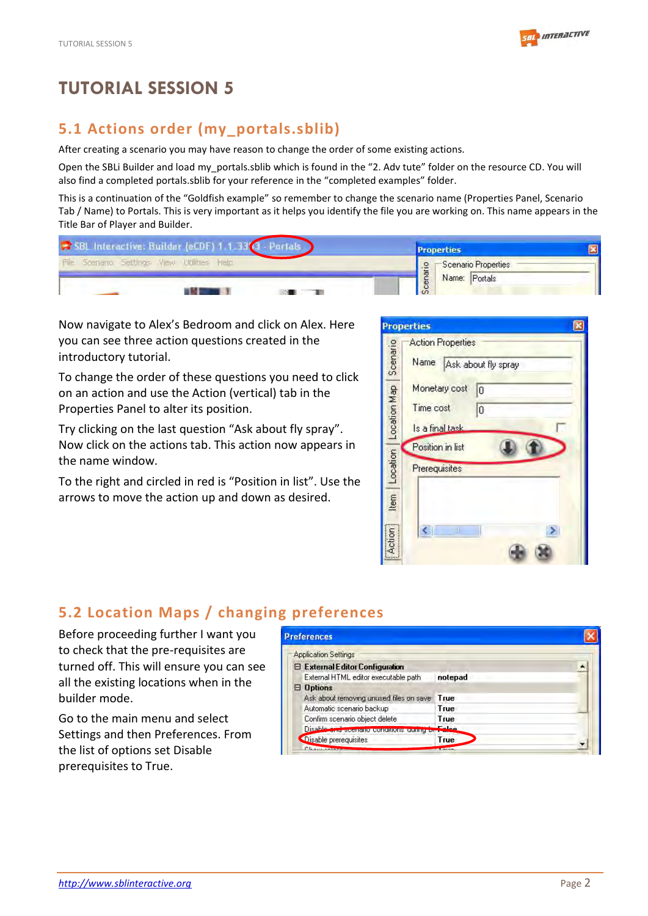# TUTORIAL SESSION 5

## 5.1 Actions order (my_portals.sblib)

After creating a scenario you may have reason to change the order of some existing actions.

Open the SBLi Builder and load my_portals.sblib which is found in the "2. Adv tute" folder on the resource CD. You will also find a completed portals.sblib for your reference in the "completed examples" folder.

This is a continuation of the "Goldfish example" so remember to change the scenario name (Properties Panel, Scenario Tab / Name) to Portals. This is very important as it helps you identify the file you are working on. This name appears in the Title Bar of Player and Builder.

Now navigate to Alex's Bedroom and click on Alex. Here you can see three action questions created in the introductory tutorial.

To change the order of these questions you need to click on an action and use the Action (vertical) tab in the Properties Panel to alter its position.

Try clicking on the last question "Ask about fly spray". Now click on the actions tab. This action now appears in the name window.

To the right and circled in red is "Position in list". Use the arrows to move the action up and down as desired.

## 5.2 Location Maps / changing preferences

Before proceeding further I want you to check that the pre-requisites are turned off. This will ensure you can see all the existing locations when in the builder mode.

Go to the main menu and select Settings and then Preferences. From the list of options set Disable prerequisites to True.

http://www.sblinteractive.org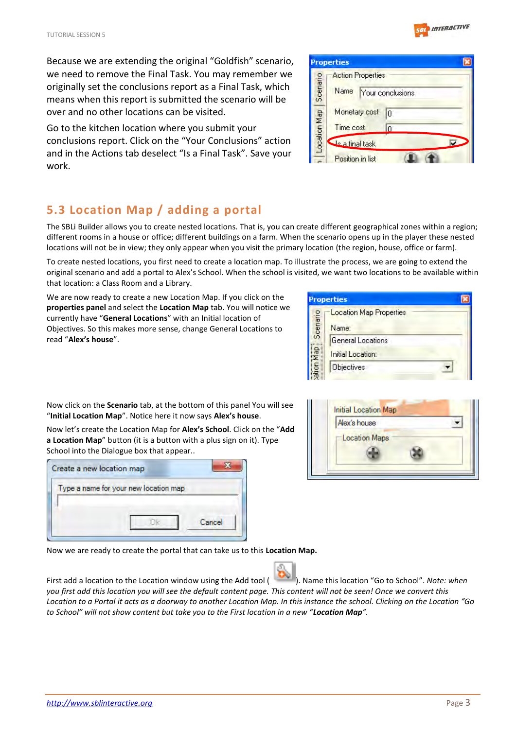Because we are extending the original “Goldfish” scenario, we need to remove the Final Task. You may remember we originally set the conclusions report as a Final Task, which means when this report is submitted the scenario will be over and no other locations can be visited.

Go to the kitchen location where you submit your conclusions report. Click on the “Your Conclusions” action and in the Actions tab deselect “Is a Final Task”. Save your work.

## 5.3 Location Map / adding a portal

The SBLi Builder allows you to create nested locations. That is, you can create different geographical zones within a region; different rooms in a house or office; different buildings on a farm. When the scenario opens up in the player these nested locations will not be in view; they only appear when you visit the primary location (the region, house, office or farm).

To create nested locations, you first need to create a location map. To illustrate the process, we are going to extend the original scenario and add a portal to Alex’s School. When the school is visited, we want two locations to be available within that location: a Class Room and a Library.

We are now ready to create a new Location Map. If you click on the **properties panel** and select the **Location Map** tab. You will notice we currently have “**General Locations**” with an Initial location of Objectives. So this makes more sense, change General Locations to read “**Alex’s house**”.

Now click on the **Scenario** tab, at the bottom of this panel You will see “**Initial Location Map**”. Notice here it now says **Alex’s house**.

Now let’s create the Location Map for **Alex’s School**. Click on the “**Add a Location Map**” button (it is a button with a plus sign on it). Type School into the Dialogue box that appear..

Now we are ready to create the portal that can take us to this **Location Map.**

First add a location to the Location window using the Add tool ( ). Name this location “Go to School”. *Note: when you first add this location you will see the default content page. This content will not be seen! Once we convert this Location to a Portal it acts as a doorway to another Location Map. In this instance the school. Clicking on the Location “Go to School” will not show content but take you to the First location in a new “**Location Map**”.*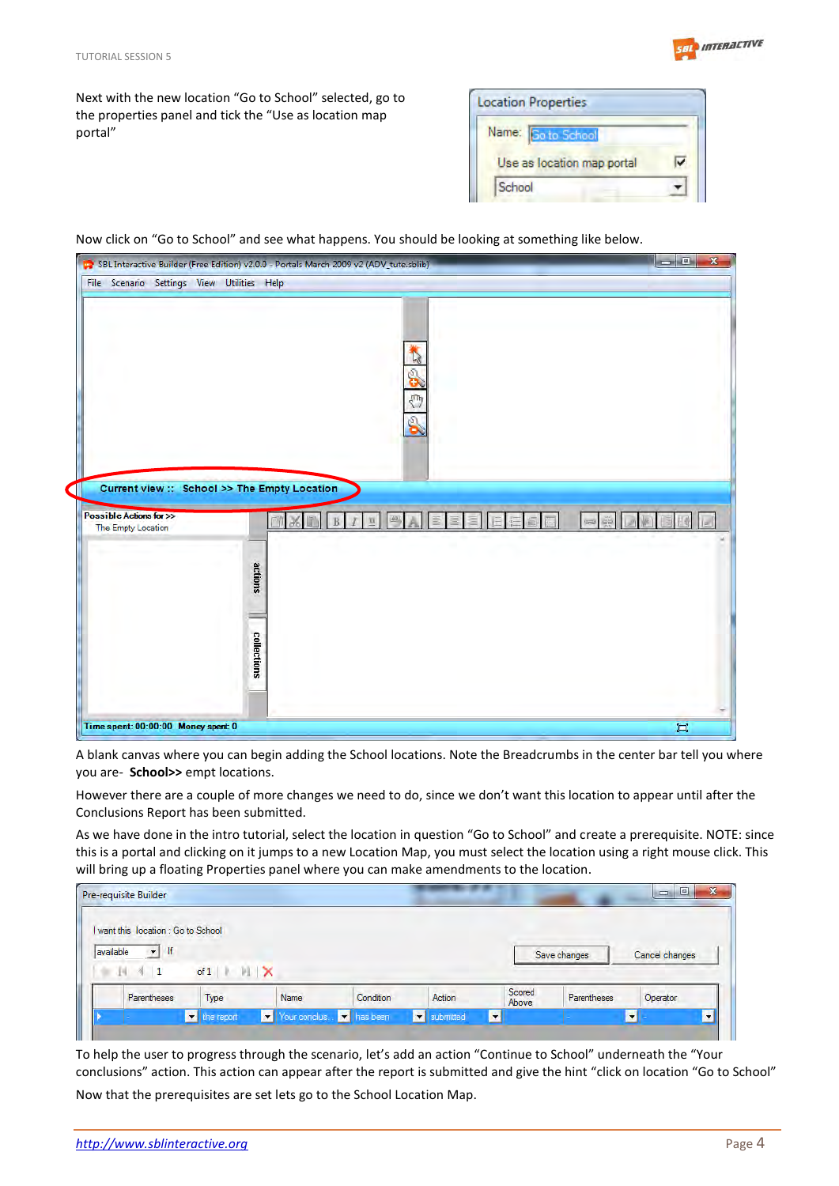Next with the new location "Go to School" selected, go to the properties panel and tick the "Use as location map portal"

Now click on "Go to School" and see what happens. You should be looking at something like below.

A blank canvas where you can begin adding the School locations. Note the Breadcrumbs in the center bar tell you where you are- **School>>** empt locations.

However there are a couple of more changes we need to do, since we don't want this location to appear until after the Conclusions Report has been submitted.

As we have done in the intro tutorial, select the location in question "Go to School" and create a prerequisite. NOTE: since this is a portal and clicking on it jumps to a new Location Map, you must select the location using a right mouse click. This will bring up a floating Properties panel where you can make amendments to the location.

To help the user to progress through the scenario, let's add an action "Continue to School" underneath the "Your conclusions" action. This action can appear after the report is submitted and give the hint "click on location "Go to School"

Now that the prerequisites are set lets go to the School Location Map.

http://www.sblinteractive.org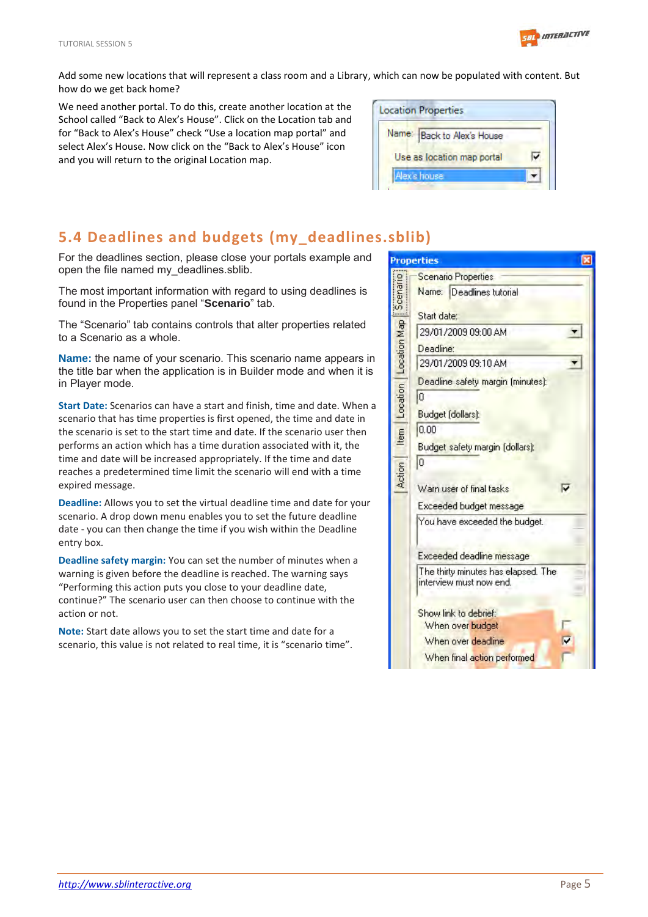Add some new locations that will represent a class room and a Library, which can now be populated with content. But how do we get back home?

We need another portal. To do this, create another location at the School called "Back to Alex's House". Click on the Location tab and for "Back to Alex's House" check "Use a location map portal" and select Alex's House. Now click on the "Back to Alex's House" icon and you will return to the original Location map.

Location Properties

Name: Back to Alex's House

Use as location map portal

Alex's house

## 5.4 Deadlines and budgets (my_deadlines.sblib)

For the deadlines section, please close your portals example and open the file named my_deadlines.sblib.

The most important information with regard to using deadlines is found in the Properties panel "**Scenario**" tab.

The "Scenario" tab contains controls that alter properties related to a Scenario as a whole.

**Name:** the name of your scenario. This scenario name appears in the title bar when the application is in Builder mode and when it is in Player mode.

**Start Date:** Scenarios can have a start and finish, time and date. When a scenario that has time properties is first opened, the time and date in the scenario is set to the start time and date. If the scenario user then performs an action which has a time duration associated with it, the time and date will be increased appropriately. If the time and date reaches a predetermined time limit the scenario will end with a time expired message.

**Deadline:** Allows you to set the virtual deadline time and date for your scenario. A drop down menu enables you to set the future deadline date - you can then change the time if you wish within the Deadline entry box.

**Deadline safety margin:** You can set the number of minutes when a warning is given before the deadline is reached. The warning says "Performing this action puts you close to your deadline date, continue?" The scenario user can then choose to continue with the action or not.

**Note:** Start date allows you to set the start time and date for a scenario, this value is not related to real time, it is "scenario time".

Properties

Scenario | Location Map | Location | Item | Action

Scenario Properties

Name: Deadlines tutorial

Start date:

29/01/2009 09:00 AM

Deadline:

29/01/2009 09:10 AM

Deadline safety margin (minutes):

0

Budget (dollars):

0.00

Budget safety margin (dollars):

0

Warn user of final tasks

Exceeded budget message

You have exceeded the budget.

Exceeded deadline message

The thirty minutes has elapsed. The interview must now end.

Show link to debrief:

When over budget

When over deadline

When final action performed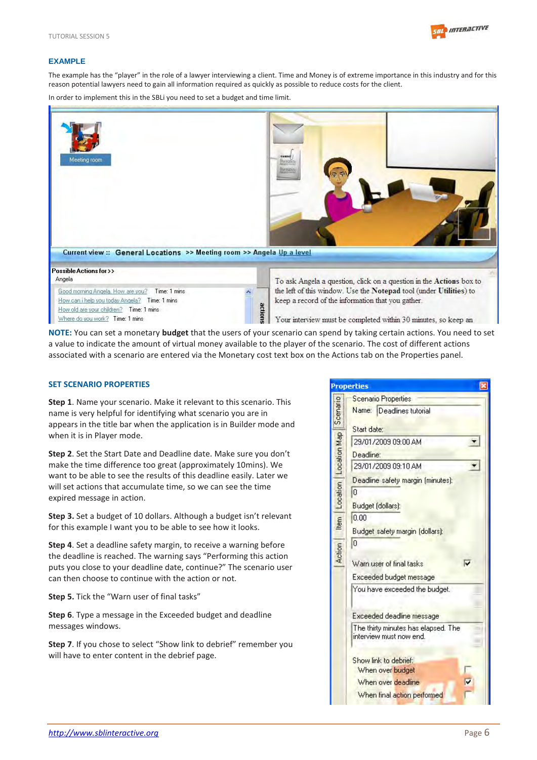### EXAMPLE

The example has the "player" in the role of a lawyer interviewing a client. Time and Money is of extreme importance in this industry and for this reason potential lawyers need to gain all information required as quickly as possible to reduce costs for the client.

In order to implement this in the SBLi you need to set a budget and time limit.

**NOTE:** You can set a monetary **budget** that the users of your scenario can spend by taking certain actions. You need to set a value to indicate the amount of virtual money available to the player of the scenario. The cost of different actions associated with a scenario are entered via the Monetary cost text box on the Actions tab on the Properties panel.

### SET SCENARIO PROPERTIES

**Step 1**. Name your scenario. Make it relevant to this scenario. This name is very helpful for identifying what scenario you are in appears in the title bar when the application is in Builder mode and when it is in Player mode.

**Step 2**. Set the Start Date and Deadline date. Make sure you don't make the time difference too great (approximately 10mins). We want to be able to see the results of this deadline easily. Later we will set actions that accumulate time, so we can see the time expired message in action.

**Step 3.** Set a budget of 10 dollars. Although a budget isn't relevant for this example I want you to be able to see how it looks.

**Step 4**. Set a deadline safety margin, to receive a warning before the deadline is reached. The warning says "Performing this action puts you close to your deadline date, continue?" The scenario user can then choose to continue with the action or not.

**Step 5.** Tick the "Warn user of final tasks"

**Step 6**. Type a message in the Exceeded budget and deadline messages windows.

**Step 7**. If you chose to select "Show link to debrief" remember you will have to enter content in the debrief page.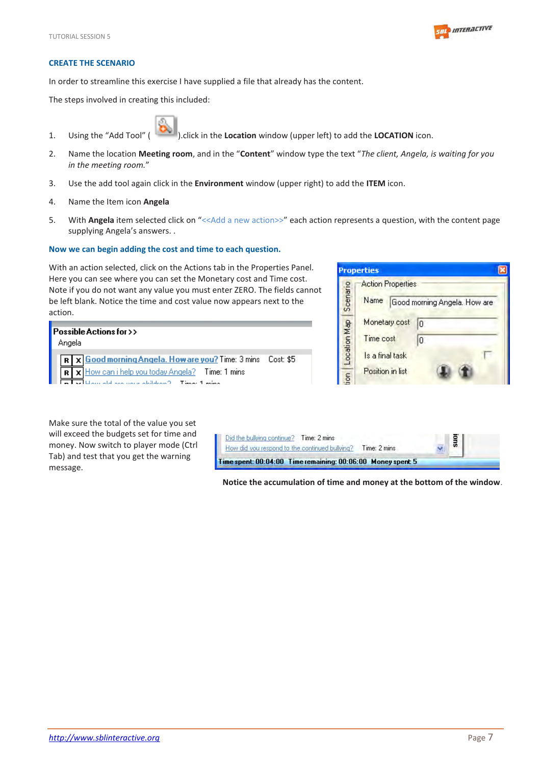## CREATE THE SCENARIO

In order to streamline this exercise I have supplied a file that already has the content.

The steps involved in creating this included:

1. Using the "Add Tool" ( ).click in the **Location** window (upper left) to add the **LOCATION** icon.
2. Name the location **Meeting room**, and in the "**Content**" window type the text "*The client, Angela, is waiting for you in the meeting room.*"
3. Use the add tool again click in the **Environment** window (upper right) to add the **ITEM** icon.
4. Name the Item icon **Angela**
5. With **Angela** item selected click on "<<Add a new action>>" each action represents a question, with the content page supplying Angela's answers. .

### Now we can begin adding the cost and time to each question.

With an action selected, click on the Actions tab in the Properties Panel. Here you can see where you can set the Monetary cost and Time cost. Note if you do not want any value you must enter ZERO. The fields cannot be left blank. Notice the time and cost value now appears next to the action.

Make sure the total of the value you set will exceed the budgets set for time and money. Now switch to player mode (Ctrl Tab) and test that you get the warning message.

**Notice the accumulation of time and money at the bottom of the window**.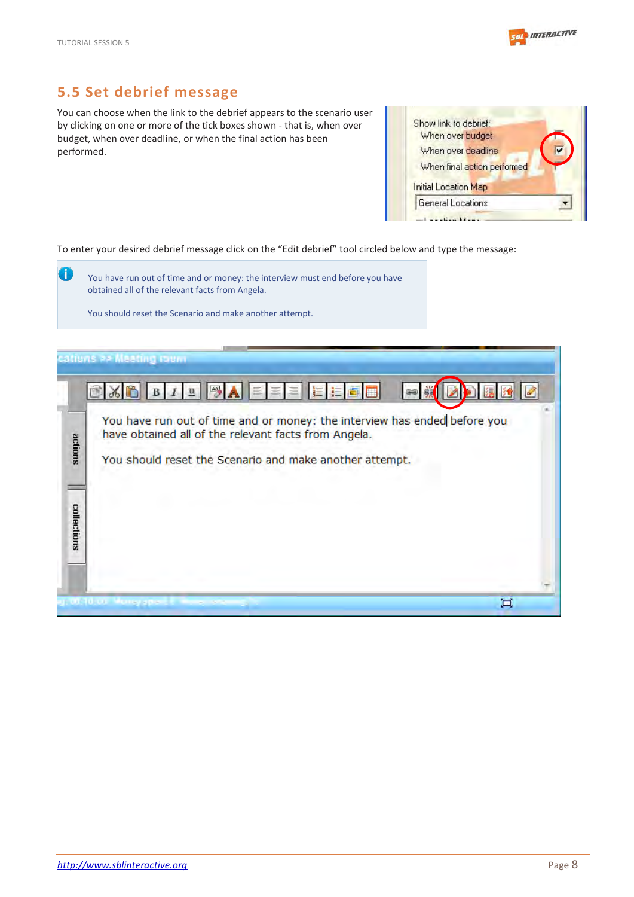## 5.5 Set debrief message

You can choose when the link to the debrief appears to the scenario user by clicking on one or more of the tick boxes shown - that is, when over budget, when over deadline, or when the final action has been performed.

To enter your desired debrief message click on the "Edit debrief" tool circled below and type the message:

> You have run out of time and or money: the interview must end before you have obtained all of the relevant facts from Angela.
>
> You should reset the Scenario and make another attempt.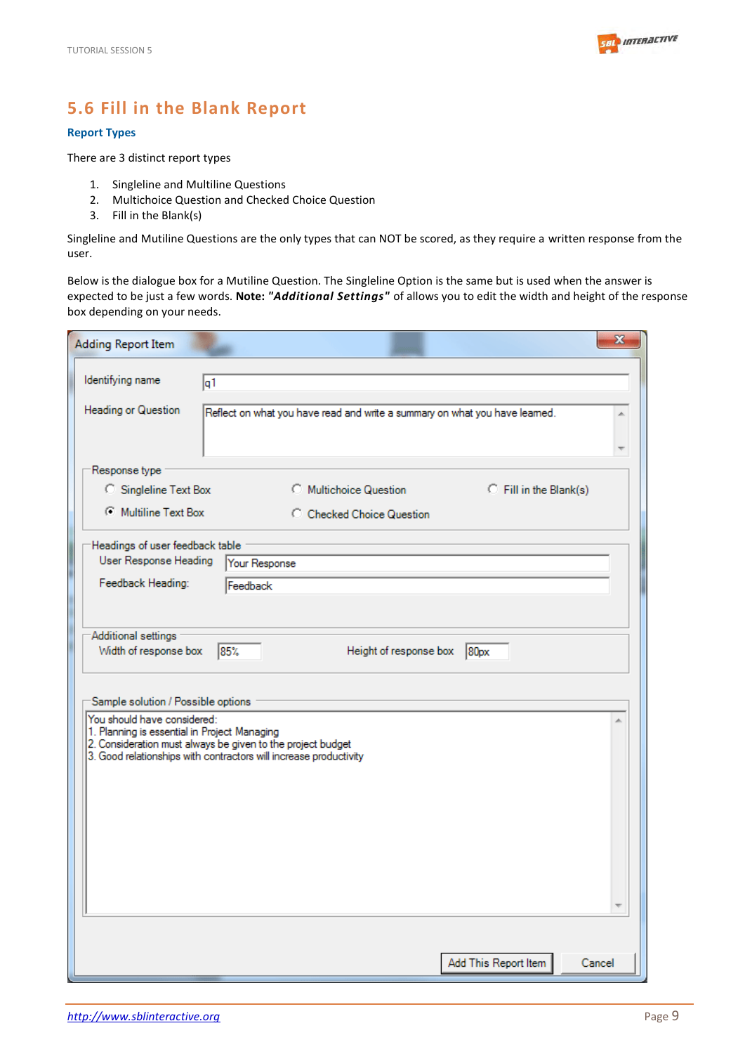## 5.6 Fill in the Blank Report

### Report Types

There are 3 distinct report types

1. Singleline and Multiline Questions
2. Multichoice Question and Checked Choice Question
3. Fill in the Blank(s)

Singleline and Mutiline Questions are the only types that can NOT be scored, as they require a written response from the user.

Below is the dialogue box for a Mutiline Question. The Singleline Option is the same but is used when the answer is expected to be just a few words. **Note: *"Additional Settings"*** of allows you to edit the width and height of the response box depending on your needs.

Adding Report Item

Identifying name: q1

Heading or Question: Reflect on what you have read and write a summary on what you have learned.

Response type
- Singleline Text Box
- Multiline Text Box (selected)
- Multichoice Question
- Checked Choice Question
- Fill in the Blank(s)

Headings of user feedback table
- User Response Heading: Your Response
- Feedback Heading: Feedback

Additional settings
- Width of response box: 85%
- Height of response box: 80px

Sample solution / Possible options

You should have considered:
1. Planning is essential in Project Managing
2. Consideration must always be given to the project budget
3. Good relationships with contractors will increase productivity

Add This Report Item | Cancel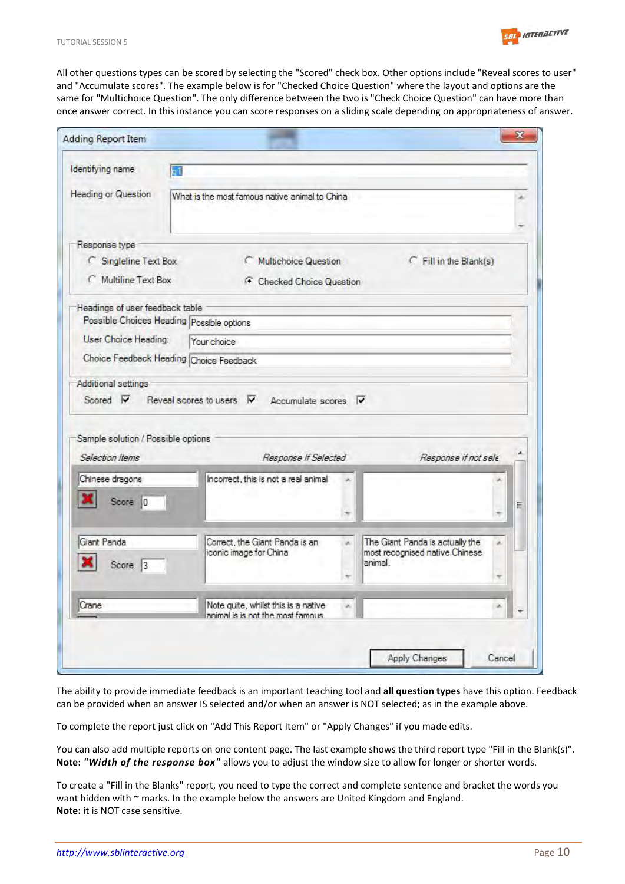All other questions types can be scored by selecting the "Scored" check box. Other options include "Reveal scores to user" and "Accumulate scores". The example below is for "Checked Choice Question" where the layout and options are the same for "Multichoice Question". The only difference between the two is "Check Choice Question" can have more than once answer correct. In this instance you can score responses on a sliding scale depending on appropriateness of answer.

The ability to provide immediate feedback is an important teaching tool and **all question types** have this option. Feedback can be provided when an answer IS selected and/or when an answer is NOT selected; as in the example above.

To complete the report just click on "Add This Report Item" or "Apply Changes" if you made edits.

You can also add multiple reports on one content page. The last example shows the third report type "Fill in the Blank(s)". **Note: *"Width of the response box"*** allows you to adjust the window size to allow for longer or shorter words.

To create a "Fill in the Blanks" report, you need to type the correct and complete sentence and bracket the words you want hidden with **~** marks. In the example below the answers are United Kingdom and England.
**Note:** it is NOT case sensitive.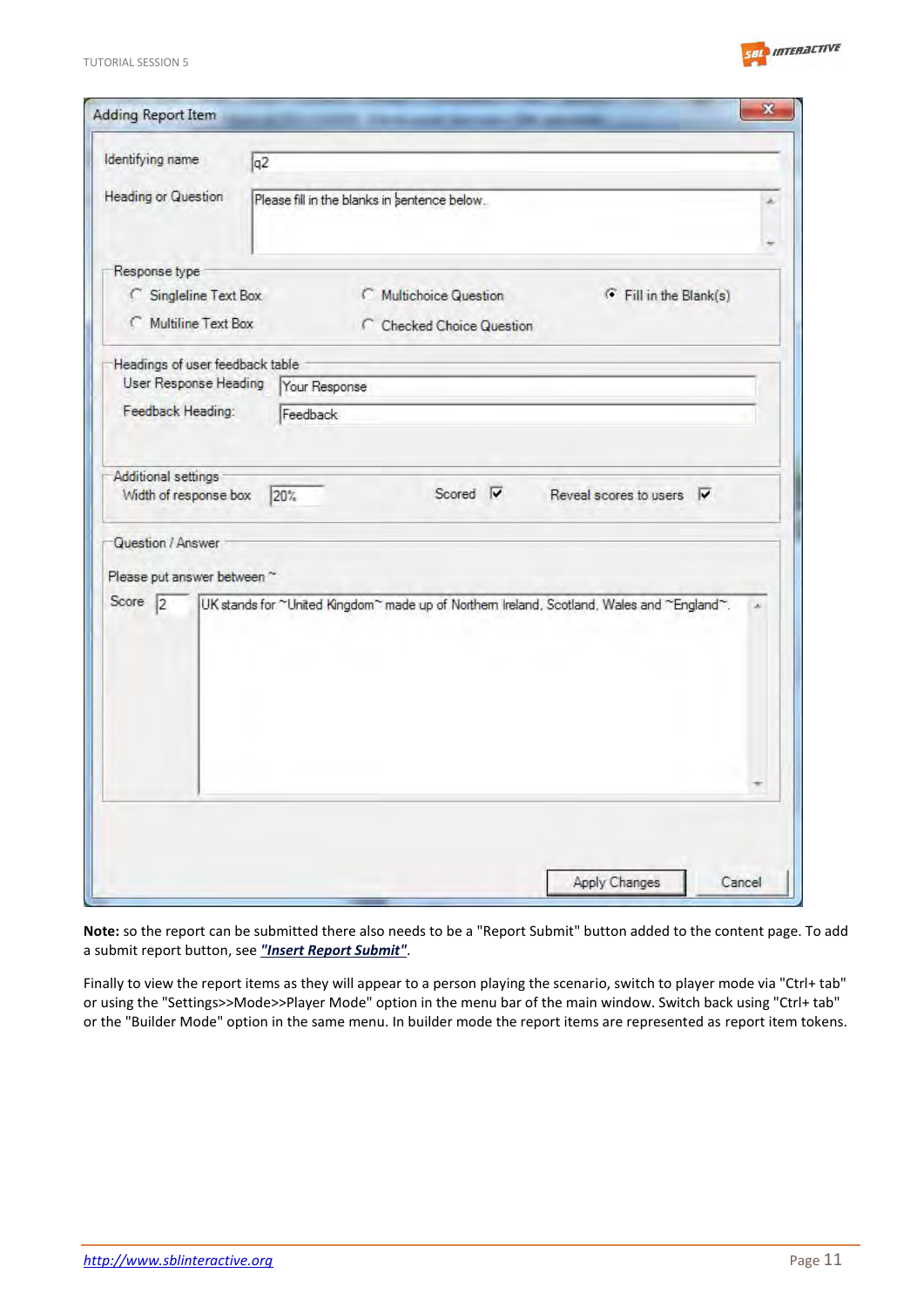Adding Report Item

Identifying name: q2

Heading or Question: Please fill in the blanks in sentence below.

Response type
- Singleline Text Box
- Multiline Text Box
- Multichoice Question
- Checked Choice Question
- Fill in the Blank(s) (selected)

Headings of user feedback table
- User Response Heading: Your Response
- Feedback Heading: Feedback

Additional settings
- Width of response box: 20%
- Scored: ☑
- Reveal scores to users: ☑

Question / Answer

Please put answer between ~

Score: 2

UK stands for ~United Kingdom~ made up of Northern Ireland, Scotland, Wales and ~England~.

Apply Changes | Cancel

**Note:** so the report can be submitted there also needs to be a "Report Submit" button added to the content page. To add a submit report button, see ***"Insert Report Submit"***.

Finally to view the report items as they will appear to a person playing the scenario, switch to player mode via "Ctrl+ tab" or using the "Settings>>Mode>>Player Mode" option in the menu bar of the main window. Switch back using "Ctrl+ tab" or the "Builder Mode" option in the same menu. In builder mode the report items are represented as report item tokens.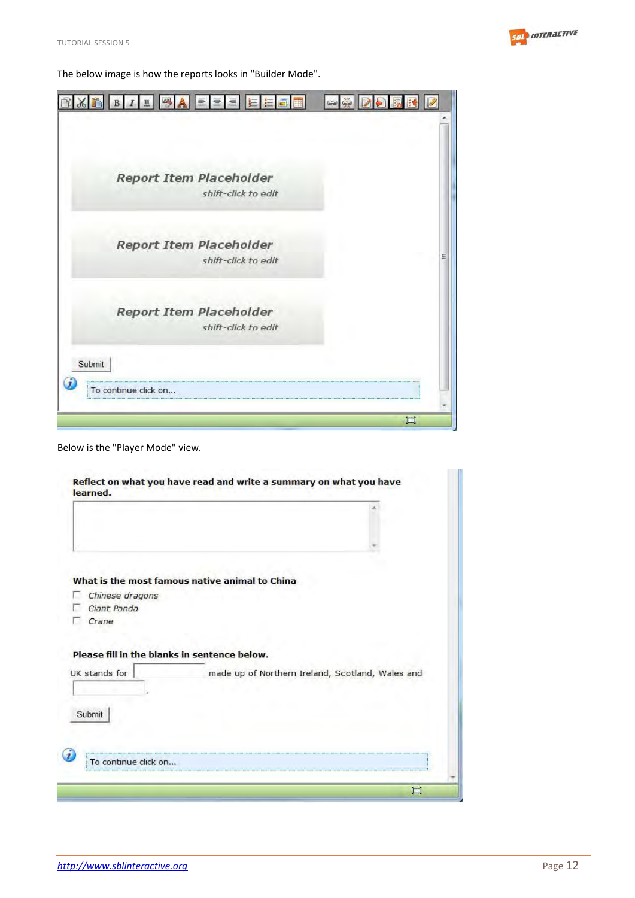The below image is how the reports looks in "Builder Mode".

Report Item Placeholder
shift-click to edit

Report Item Placeholder
shift-click to edit

Report Item Placeholder
shift-click to edit

Submit

To continue click on...

Below is the "Player Mode" view.

Reflect on what you have read and write a summary on what you have learned.

What is the most famous native animal to China

Chinese dragons
Giant Panda
Crane

Please fill in the blanks in sentence below.

UK stands for ______ made up of Northern Ireland, Scotland, Wales and ______.

Submit

To continue click on...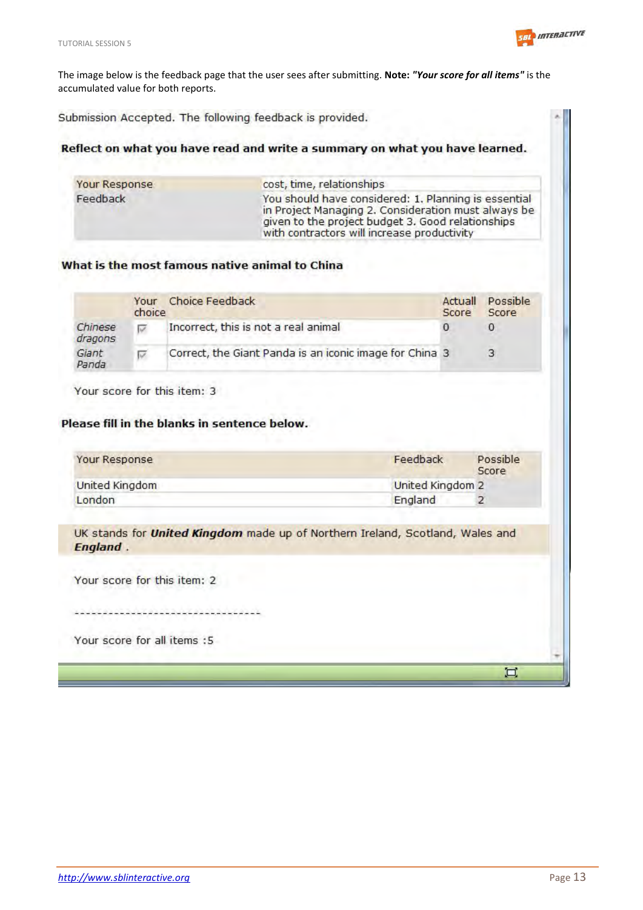The image below is the feedback page that the user sees after submitting. **Note:** ***"Your score for all items"*** is the accumulated value for both reports.

Submission Accepted. The following feedback is provided.

**Reflect on what you have read and write a summary on what you have learned.**

| | |
|---|---|
| Your Response | cost, time, relationships |
| Feedback | You should have considered: 1. Planning is essential in Project Managing 2. Consideration must always be given to the project budget 3. Good relationships with contractors will increase productivity |

**What is the most famous native animal to China**

| | Your choice | Choice Feedback | Actuall Score | Possible Score |
|---|---|---|---|---|
| *Chinese dragons* | ☑ | Incorrect, this is not a real animal | 0 | 0 |
| *Giant Panda* | ☑ | Correct, the Giant Panda is an iconic image for China | 3 | 3 |

Your score for this item: 3

**Please fill in the blanks in sentence below.**

| Your Response | Feedback | Possible Score |
|---|---|---|
| United Kingdom | United Kingdom | 2 |
| London | England | 2 |

UK stands for ***United Kingdom*** made up of Northern Ireland, Scotland, Wales and ***England*** .

Your score for this item: 2

---------------------------------

Your score for all items :5